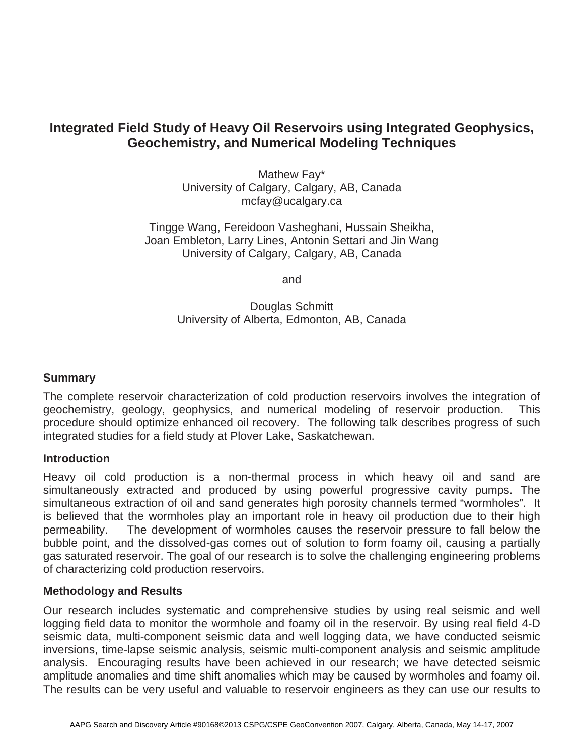# Integrated Field Study of Heavy Oil Reservoirs using Integrated Geophysics, Geochemistry, and Numerical Modeling Techniques

Mathew Fay*
University of Calgary, Calgary, AB, Canada
mcfay@ucalgary.ca

Tingge Wang, Fereidoon Vasheghani, Hussain Sheikha,
Joan Embleton, Larry Lines, Antonin Settari and Jin Wang
University of Calgary, Calgary, AB, Canada

and

Douglas Schmitt
University of Alberta, Edmonton, AB, Canada

## Summary

The complete reservoir characterization of cold production reservoirs involves the integration of geochemistry, geology, geophysics, and numerical modeling of reservoir production. This procedure should optimize enhanced oil recovery. The following talk describes progress of such integrated studies for a field study at Plover Lake, Saskatchewan.

## Introduction

Heavy oil cold production is a non-thermal process in which heavy oil and sand are simultaneously extracted and produced by using powerful progressive cavity pumps. The simultaneous extraction of oil and sand generates high porosity channels termed "wormholes". It is believed that the wormholes play an important role in heavy oil production due to their high permeability. The development of wormholes causes the reservoir pressure to fall below the bubble point, and the dissolved-gas comes out of solution to form foamy oil, causing a partially gas saturated reservoir. The goal of our research is to solve the challenging engineering problems of characterizing cold production reservoirs.

## Methodology and Results

Our research includes systematic and comprehensive studies by using real seismic and well logging field data to monitor the wormhole and foamy oil in the reservoir. By using real field 4-D seismic data, multi-component seismic data and well logging data, we have conducted seismic inversions, time-lapse seismic analysis, seismic multi-component analysis and seismic amplitude analysis. Encouraging results have been achieved in our research; we have detected seismic amplitude anomalies and time shift anomalies which may be caused by wormholes and foamy oil. The results can be very useful and valuable to reservoir engineers as they can use our results to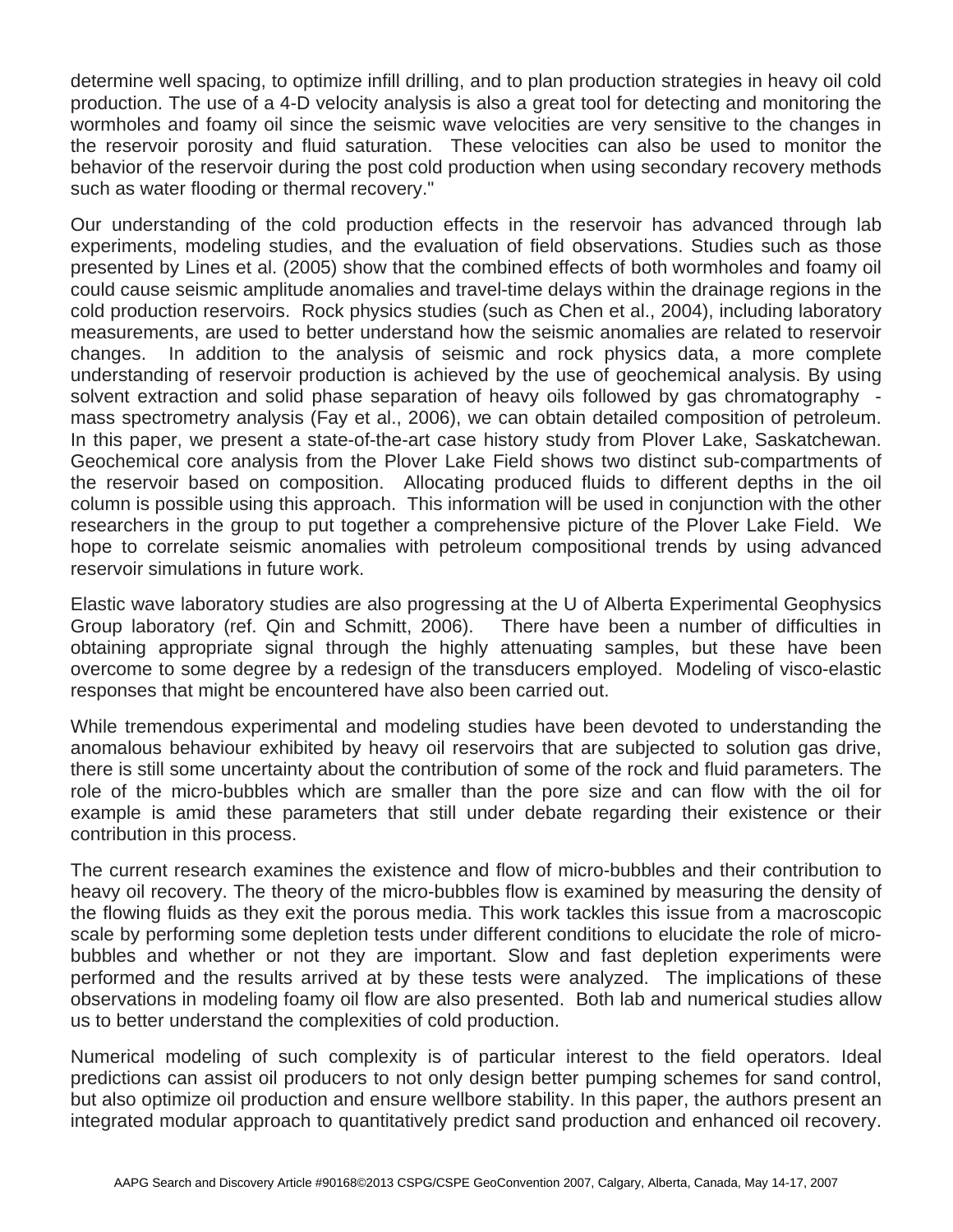determine well spacing, to optimize infill drilling, and to plan production strategies in heavy oil cold production. The use of a 4-D velocity analysis is also a great tool for detecting and monitoring the wormholes and foamy oil since the seismic wave velocities are very sensitive to the changes in the reservoir porosity and fluid saturation. These velocities can also be used to monitor the behavior of the reservoir during the post cold production when using secondary recovery methods such as water flooding or thermal recovery."

Our understanding of the cold production effects in the reservoir has advanced through lab experiments, modeling studies, and the evaluation of field observations. Studies such as those presented by Lines et al. (2005) show that the combined effects of both wormholes and foamy oil could cause seismic amplitude anomalies and travel-time delays within the drainage regions in the cold production reservoirs. Rock physics studies (such as Chen et al., 2004), including laboratory measurements, are used to better understand how the seismic anomalies are related to reservoir changes. In addition to the analysis of seismic and rock physics data, a more complete understanding of reservoir production is achieved by the use of geochemical analysis. By using solvent extraction and solid phase separation of heavy oils followed by gas chromatography - mass spectrometry analysis (Fay et al., 2006), we can obtain detailed composition of petroleum. In this paper, we present a state-of-the-art case history study from Plover Lake, Saskatchewan. Geochemical core analysis from the Plover Lake Field shows two distinct sub-compartments of the reservoir based on composition. Allocating produced fluids to different depths in the oil column is possible using this approach. This information will be used in conjunction with the other researchers in the group to put together a comprehensive picture of the Plover Lake Field. We hope to correlate seismic anomalies with petroleum compositional trends by using advanced reservoir simulations in future work.

Elastic wave laboratory studies are also progressing at the U of Alberta Experimental Geophysics Group laboratory (ref. Qin and Schmitt, 2006). There have been a number of difficulties in obtaining appropriate signal through the highly attenuating samples, but these have been overcome to some degree by a redesign of the transducers employed. Modeling of visco-elastic responses that might be encountered have also been carried out.

While tremendous experimental and modeling studies have been devoted to understanding the anomalous behaviour exhibited by heavy oil reservoirs that are subjected to solution gas drive, there is still some uncertainty about the contribution of some of the rock and fluid parameters. The role of the micro-bubbles which are smaller than the pore size and can flow with the oil for example is amid these parameters that still under debate regarding their existence or their contribution in this process.

The current research examines the existence and flow of micro-bubbles and their contribution to heavy oil recovery. The theory of the micro-bubbles flow is examined by measuring the density of the flowing fluids as they exit the porous media. This work tackles this issue from a macroscopic scale by performing some depletion tests under different conditions to elucidate the role of micro-bubbles and whether or not they are important. Slow and fast depletion experiments were performed and the results arrived at by these tests were analyzed. The implications of these observations in modeling foamy oil flow are also presented. Both lab and numerical studies allow us to better understand the complexities of cold production.

Numerical modeling of such complexity is of particular interest to the field operators. Ideal predictions can assist oil producers to not only design better pumping schemes for sand control, but also optimize oil production and ensure wellbore stability. In this paper, the authors present an integrated modular approach to quantitatively predict sand production and enhanced oil recovery.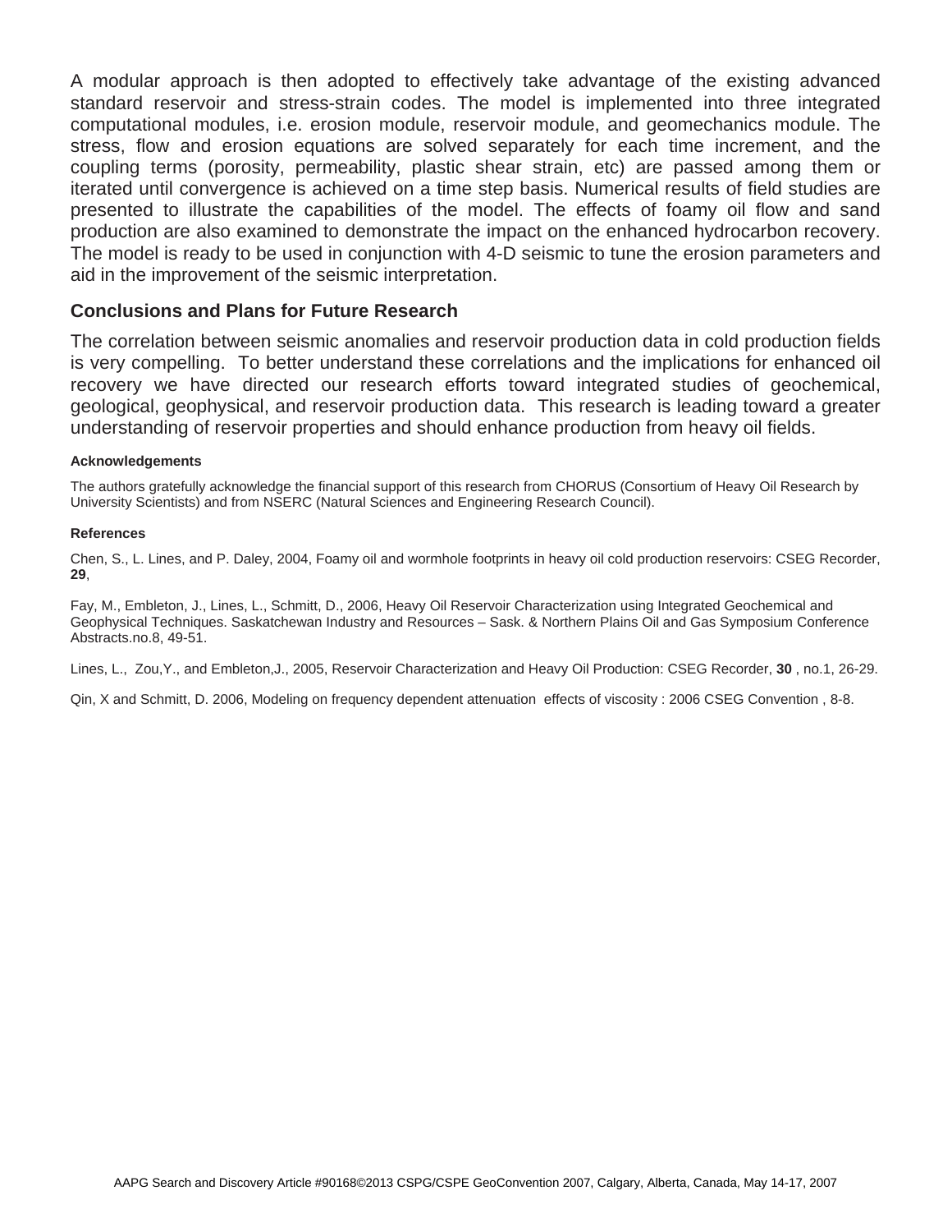A modular approach is then adopted to effectively take advantage of the existing advanced standard reservoir and stress-strain codes. The model is implemented into three integrated computational modules, i.e. erosion module, reservoir module, and geomechanics module. The stress, flow and erosion equations are solved separately for each time increment, and the coupling terms (porosity, permeability, plastic shear strain, etc) are passed among them or iterated until convergence is achieved on a time step basis. Numerical results of field studies are presented to illustrate the capabilities of the model. The effects of foamy oil flow and sand production are also examined to demonstrate the impact on the enhanced hydrocarbon recovery. The model is ready to be used in conjunction with 4-D seismic to tune the erosion parameters and aid in the improvement of the seismic interpretation.

## Conclusions and Plans for Future Research

The correlation between seismic anomalies and reservoir production data in cold production fields is very compelling. To better understand these correlations and the implications for enhanced oil recovery we have directed our research efforts toward integrated studies of geochemical, geological, geophysical, and reservoir production data. This research is leading toward a greater understanding of reservoir properties and should enhance production from heavy oil fields.

#### Acknowledgements

The authors gratefully acknowledge the financial support of this research from CHORUS (Consortium of Heavy Oil Research by University Scientists) and from NSERC (Natural Sciences and Engineering Research Council).

#### References

Chen, S., L. Lines, and P. Daley, 2004, Foamy oil and wormhole footprints in heavy oil cold production reservoirs: CSEG Recorder, **29**,

Fay, M., Embleton, J., Lines, L., Schmitt, D., 2006, Heavy Oil Reservoir Characterization using Integrated Geochemical and Geophysical Techniques. Saskatchewan Industry and Resources – Sask. & Northern Plains Oil and Gas Symposium Conference Abstracts.no.8, 49-51.

Lines, L., Zou,Y., and Embleton,J., 2005, Reservoir Characterization and Heavy Oil Production: CSEG Recorder, **30** , no.1, 26-29.

Qin, X and Schmitt, D. 2006, Modeling on frequency dependent attenuation effects of viscosity : 2006 CSEG Convention , 8-8.